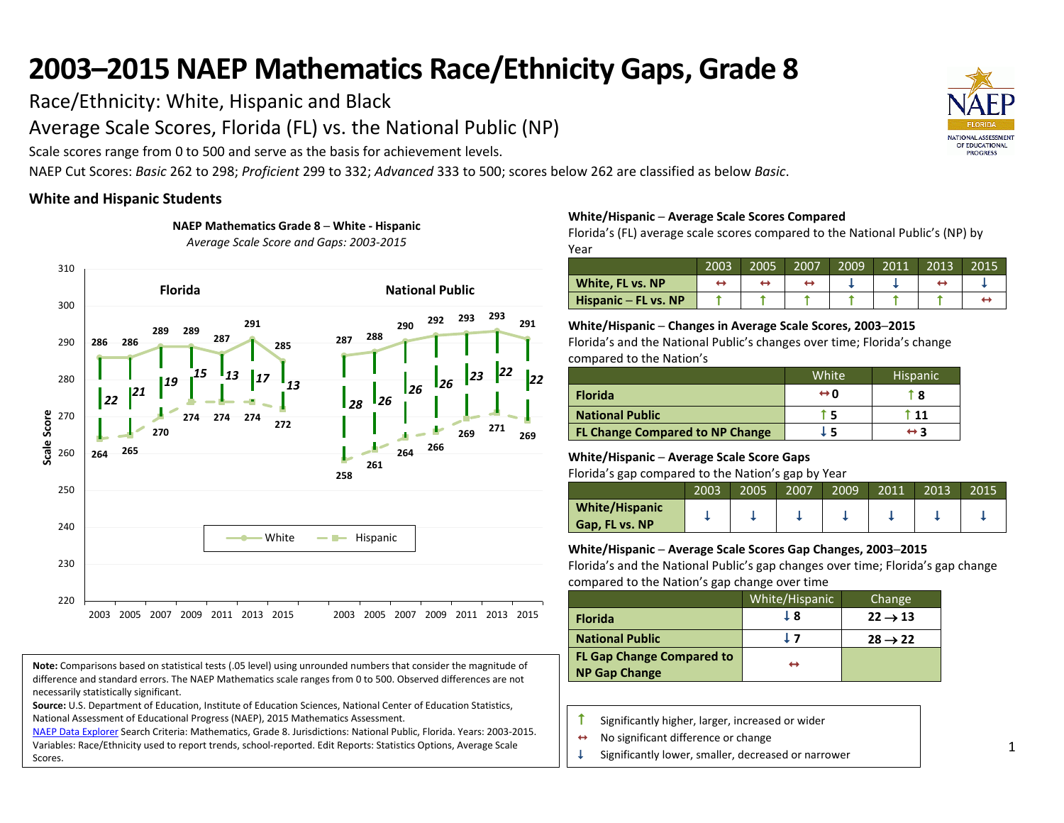# 2003–2015 NAEP Mathematics Race/Ethnicity Gaps, Grade 8

Race/Ethnicity: White, Hispanic and Black

Average Scale Scores, Florida (FL) vs. the National Public (NP)

Scale scores range from 0 to 500 and serve as the basis for achievement levels.

NAEP Cut Scores: *Basic* 262 to 298; *Proficient* 299 to 332; *Advanced* 333 to 500; scores below 262 are classified as below *Basic*.

## White and Hispanic Students

**NAEP Mathematics Grade 8 – White - Hispanic**

*Average Scale Score and Gaps: 2003-2015*

| | 2003 | 2005 | 2007 | 2009 | 2011 | 2013 | 2015 |
|---|---|---|---|---|---|---|---|
| Florida – White | 286 | 286 | 289 | 289 | 287 | 291 | 285 |
| Florida – Hispanic | 264 | 265 | 270 | 274 | 274 | 274 | 272 |
| Florida – Gap | 22 | 21 | 19 | 15 | 13 | 17 | 13 |
| National Public – White | 287 | 288 | 290 | 292 | 293 | 293 | 291 |
| National Public – Hispanic | 258 | 261 | 264 | 266 | 269 | 271 | 269 |
| National Public – Gap | 28 | 26 | 26 | 26 | 23 | 22 | 22 |

### White/Hispanic – Average Scale Scores Compared

Florida's (FL) average scale scores compared to the National Public's (NP) by Year

| | 2003 | 2005 | 2007 | 2009 | 2011 | 2013 | 2015 |
|---|---|---|---|---|---|---|---|
| **White, FL vs. NP** | ↔ | ↔ | ↔ | ↓ | ↓ | ↔ | ↓ |
| **Hispanic – FL vs. NP** | ↑ | ↑ | ↑ | ↑ | ↑ | ↑ | ↔ |

### White/Hispanic – Changes in Average Scale Scores, 2003–2015

Florida's and the National Public's changes over time; Florida's change compared to the Nation's

| | White | Hispanic |
|---|---|---|
| **Florida** | ↔ 0 | ↑ 8 |
| **National Public** | ↑ 5 | ↑ 11 |
| **FL Change Compared to NP Change** | ↓ 5 | ↔ 3 |

### White/Hispanic – Average Scale Score Gaps

Florida's gap compared to the Nation's gap by Year

| | 2003 | 2005 | 2007 | 2009 | 2011 | 2013 | 2015 |
|---|---|---|---|---|---|---|---|
| **White/Hispanic Gap, FL vs. NP** | ↓ | ↓ | ↓ | ↓ | ↓ | ↓ | ↓ |

### White/Hispanic – Average Scale Scores Gap Changes, 2003–2015

Florida's and the National Public's gap changes over time; Florida's gap change compared to the Nation's gap change over time

| | White/Hispanic | Change |
|---|---|---|
| **Florida** | ↓ 8 | 22 → 13 |
| **National Public** | ↓ 7 | 28 → 22 |
| **FL Gap Change Compared to NP Gap Change** | ↔ | |

↑ Significantly higher, larger, increased or wider

↔ No significant difference or change

↓ Significantly lower, smaller, decreased or narrower

**Note:** Comparisons based on statistical tests (.05 level) using unrounded numbers that consider the magnitude of difference and standard errors. The NAEP Mathematics scale ranges from 0 to 500. Observed differences are not necessarily statistically significant.

**Source:** U.S. Department of Education, Institute of Education Sciences, National Center of Education Statistics, National Assessment of Educational Progress (NAEP), 2015 Mathematics Assessment.

NAEP Data Explorer Search Criteria: Mathematics, Grade 8. Jurisdictions: National Public, Florida. Years: 2003-2015. Variables: Race/Ethnicity used to report trends, school-reported. Edit Reports: Statistics Options, Average Scale Scores.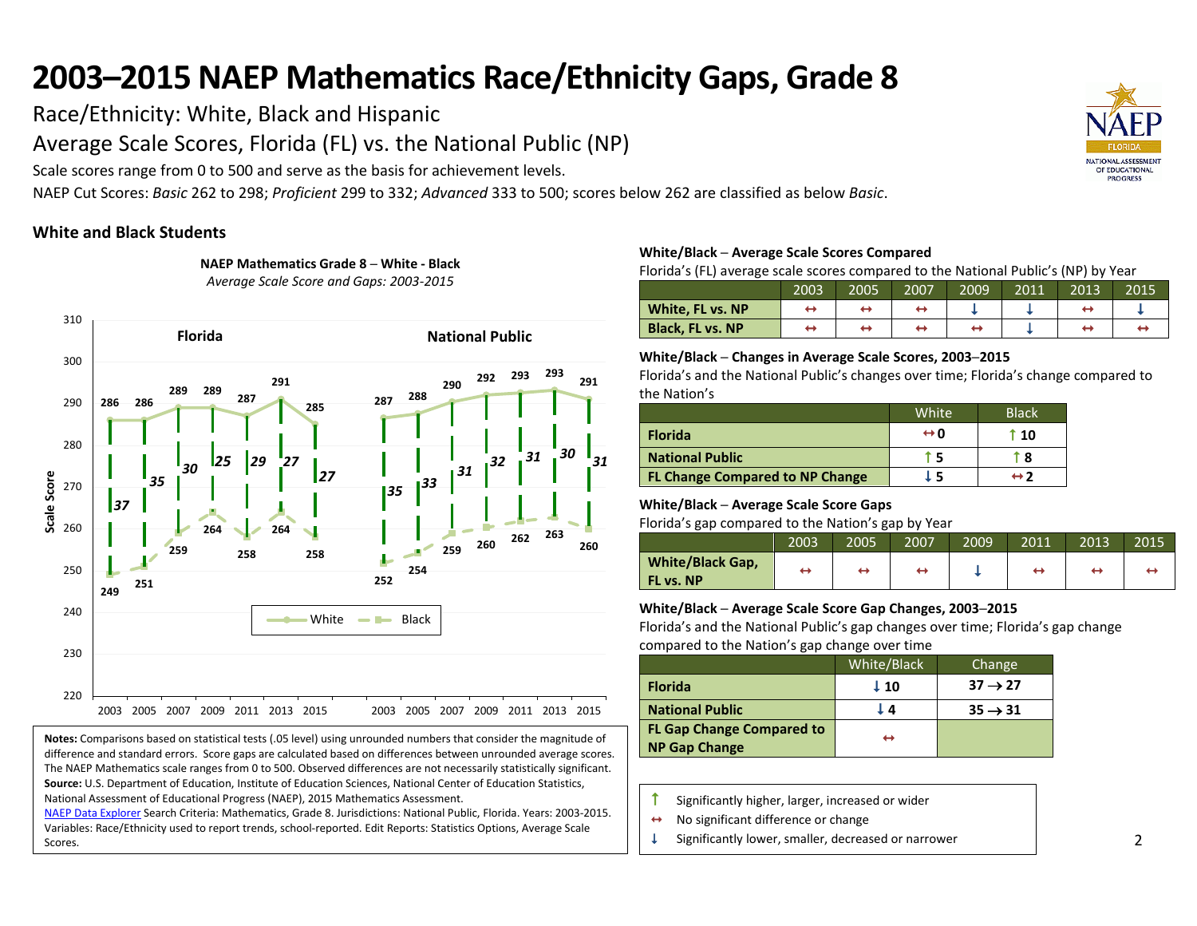# 2003–2015 NAEP Mathematics Race/Ethnicity Gaps, Grade 8

Race/Ethnicity: White, Black and Hispanic

Average Scale Scores, Florida (FL) vs. the National Public (NP)

Scale scores range from 0 to 500 and serve as the basis for achievement levels.

NAEP Cut Scores: *Basic* 262 to 298; *Proficient* 299 to 332; *Advanced* 333 to 500; scores below 262 are classified as below *Basic*.

## White and Black Students

**NAEP Mathematics Grade 8 – White - Black**
*Average Scale Score and Gaps: 2003-2015*

| | 2003 | 2005 | 2007 | 2009 | 2011 | 2013 | 2015 |
|---|---|---|---|---|---|---|---|
| Florida – White | 286 | 286 | 289 | 289 | 287 | 291 | 285 |
| Florida – Black | 249 | 251 | 259 | 264 | 258 | 264 | 258 |
| Florida – Gap | 37 | 35 | 30 | 25 | 29 | 27 | 27 |
| National Public – White | 287 | 288 | 290 | 292 | 293 | 293 | 291 |
| National Public – Black | 252 | 254 | 259 | 260 | 262 | 263 | 260 |
| National Public – Gap | 35 | 33 | 31 | 32 | 31 | 30 | 31 |

**Notes:** Comparisons based on statistical tests (.05 level) using unrounded numbers that consider the magnitude of difference and standard errors. Score gaps are calculated based on differences between unrounded average scores. The NAEP Mathematics scale ranges from 0 to 500. Observed differences are not necessarily statistically significant.
**Source:** U.S. Department of Education, Institute of Education Sciences, National Center of Education Statistics, National Assessment of Educational Progress (NAEP), 2015 Mathematics Assessment.
NAEP Data Explorer Search Criteria: Mathematics, Grade 8. Jurisdictions: National Public, Florida. Years: 2003-2015. Variables: Race/Ethnicity used to report trends, school-reported. Edit Reports: Statistics Options, Average Scale Scores.

**White/Black – Average Scale Scores Compared**

Florida's (FL) average scale scores compared to the National Public's (NP) by Year

| | 2003 | 2005 | 2007 | 2009 | 2011 | 2013 | 2015 |
|---|---|---|---|---|---|---|---|
| **White, FL vs. NP** | ↔ | ↔ | ↔ | ↓ | ↓ | ↔ | ↓ |
| **Black, FL vs. NP** | ↔ | ↔ | ↔ | ↔ | ↓ | ↔ | ↔ |

**White/Black – Changes in Average Scale Scores, 2003–2015**

Florida's and the National Public's changes over time; Florida's change compared to the Nation's

| | White | Black |
|---|---|---|
| **Florida** | ↔ 0 | ↑ 10 |
| **National Public** | ↑ 5 | ↑ 8 |
| **FL Change Compared to NP Change** | ↓ 5 | ↔ 2 |

**White/Black – Average Scale Score Gaps**

Florida's gap compared to the Nation's gap by Year

| | 2003 | 2005 | 2007 | 2009 | 2011 | 2013 | 2015 |
|---|---|---|---|---|---|---|---|
| **White/Black Gap, FL vs. NP** | ↔ | ↔ | ↔ | ↓ | ↔ | ↔ | ↔ |

**White/Black – Average Scale Score Gap Changes, 2003–2015**

Florida's and the National Public's gap changes over time; Florida's gap change compared to the Nation's gap change over time

| | White/Black | Change |
|---|---|---|
| **Florida** | ↓ 10 | 37 → 27 |
| **National Public** | ↓ 4 | 35 → 31 |
| **FL Gap Change Compared to NP Gap Change** | ↔ | |

↑ Significantly higher, larger, increased or wider
↔ No significant difference or change
↓ Significantly lower, smaller, decreased or narrower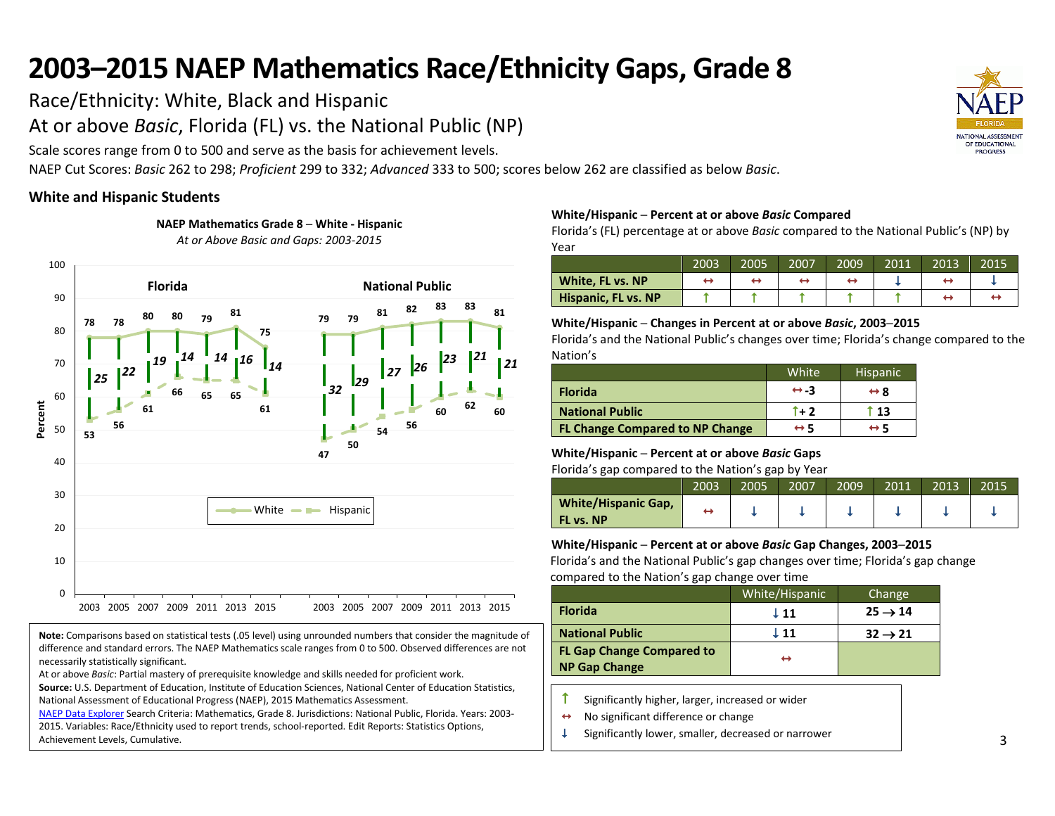# 2003–2015 NAEP Mathematics Race/Ethnicity Gaps, Grade 8

Race/Ethnicity: White, Black and Hispanic

At or above *Basic*, Florida (FL) vs. the National Public (NP)

Scale scores range from 0 to 500 and serve as the basis for achievement levels.

NAEP Cut Scores: *Basic* 262 to 298; *Proficient* 299 to 332; *Advanced* 333 to 500; scores below 262 are classified as below *Basic*.

## White and Hispanic Students

**NAEP Mathematics Grade 8 – White - Hispanic**

*At or Above Basic and Gaps: 2003-2015*

| | 2003 | 2005 | 2007 | 2009 | 2011 | 2013 | 2015 |
|---|---|---|---|---|---|---|---|
| Florida – White | 78 | 78 | 80 | 80 | 79 | 81 | 75 |
| Florida – Hispanic | 53 | 56 | 61 | 66 | 65 | 65 | 61 |
| Florida – Gap | 25 | 22 | 19 | 14 | 14 | 16 | 14 |
| National Public – White | 79 | 79 | 81 | 82 | 83 | 83 | 81 |
| National Public – Hispanic | 47 | 50 | 54 | 56 | 60 | 62 | 60 |
| National Public – Gap | 32 | 29 | 27 | 26 | 23 | 21 | 21 |

**White/Hispanic – Percent at or above *Basic* Compared**

Florida's (FL) percentage at or above *Basic* compared to the National Public's (NP) by Year

| | 2003 | 2005 | 2007 | 2009 | 2011 | 2013 | 2015 |
|---|---|---|---|---|---|---|---|
| **White, FL vs. NP** | ↔ | ↔ | ↔ | ↔ | ↓ | ↔ | ↓ |
| **Hispanic, FL vs. NP** | ↑ | ↑ | ↑ | ↑ | ↑ | ↔ | ↔ |

**White/Hispanic – Changes in Percent at or above *Basic*, 2003–2015**

Florida's and the National Public's changes over time; Florida's change compared to the Nation's

| | White | Hispanic |
|---|---|---|
| **Florida** | ↔ -3 | ↔ 8 |
| **National Public** | ↑ + 2 | ↑ 13 |
| **FL Change Compared to NP Change** | ↔ 5 | ↔ 5 |

**White/Hispanic – Percent at or above *Basic* Gaps**

Florida's gap compared to the Nation's gap by Year

| | 2003 | 2005 | 2007 | 2009 | 2011 | 2013 | 2015 |
|---|---|---|---|---|---|---|---|
| **White/Hispanic Gap, FL vs. NP** | ↔ | ↓ | ↓ | ↓ | ↓ | ↓ | ↓ |

**White/Hispanic – Percent at or above *Basic* Gap Changes, 2003–2015**

Florida's and the National Public's gap changes over time; Florida's gap change compared to the Nation's gap change over time

| | White/Hispanic | Change |
|---|---|---|
| **Florida** | ↓ 11 | 25 → 14 |
| **National Public** | ↓ 11 | 32 → 21 |
| **FL Gap Change Compared to NP Gap Change** | ↔ | |

↑ Significantly higher, larger, increased or wider
↔ No significant difference or change
↓ Significantly lower, smaller, decreased or narrower

**Note:** Comparisons based on statistical tests (.05 level) using unrounded numbers that consider the magnitude of difference and standard errors. The NAEP Mathematics scale ranges from 0 to 500. Observed differences are not necessarily statistically significant.

At or above *Basic*: Partial mastery of prerequisite knowledge and skills needed for proficient work.

**Source:** U.S. Department of Education, Institute of Education Sciences, National Center of Education Statistics, National Assessment of Educational Progress (NAEP), 2015 Mathematics Assessment.

NAEP Data Explorer Search Criteria: Mathematics, Grade 8. Jurisdictions: National Public, Florida. Years: 2003-2015. Variables: Race/Ethnicity used to report trends, school-reported. Edit Reports: Statistics Options, Achievement Levels, Cumulative.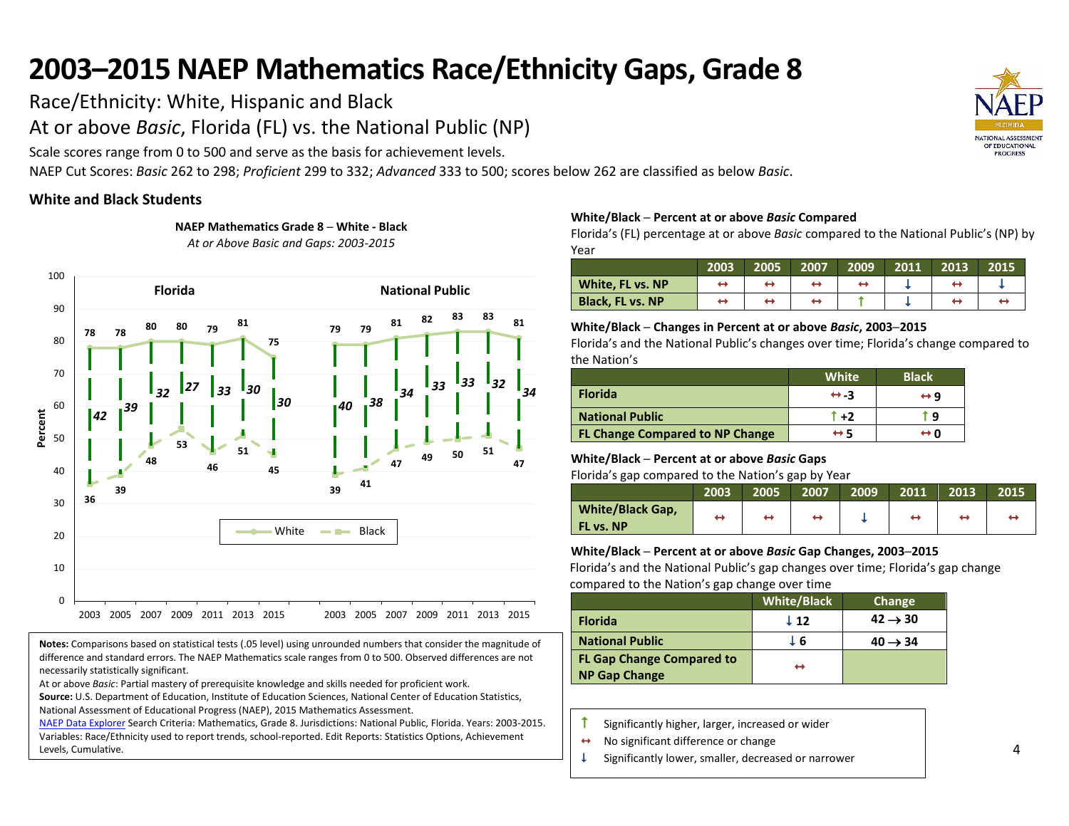# 2003–2015 NAEP Mathematics Race/Ethnicity Gaps, Grade 8

Race/Ethnicity: White, Hispanic and Black

At or above *Basic*, Florida (FL) vs. the National Public (NP)

Scale scores range from 0 to 500 and serve as the basis for achievement levels.

NAEP Cut Scores: *Basic* 262 to 298; *Proficient* 299 to 332; *Advanced* 333 to 500; scores below 262 are classified as below *Basic*.

## White and Black Students

**NAEP Mathematics Grade 8 – White - Black**

*At or Above Basic and Gaps: 2003-2015*

| | 2003 | 2005 | 2007 | 2009 | 2011 | 2013 | 2015 |
|---|---|---|---|---|---|---|---|
| Florida – White | 78 | 78 | 80 | 80 | 79 | 81 | 75 |
| Florida – Black | 36 | 39 | 48 | 53 | 46 | 51 | 45 |
| Florida – Gap | 42 | 39 | 32 | 27 | 33 | 30 | 30 |
| National Public – White | 79 | 79 | 81 | 82 | 83 | 83 | 81 |
| National Public – Black | 39 | 41 | 47 | 49 | 50 | 51 | 47 |
| National Public – Gap | 40 | 38 | 34 | 33 | 33 | 32 | 34 |

**Notes:** Comparisons based on statistical tests (.05 level) using unrounded numbers that consider the magnitude of difference and standard errors. The NAEP Mathematics scale ranges from 0 to 500. Observed differences are not necessarily statistically significant.

At or above *Basic*: Partial mastery of prerequisite knowledge and skills needed for proficient work.

**Source:** U.S. Department of Education, Institute of Education Sciences, National Center of Education Statistics, National Assessment of Educational Progress (NAEP), 2015 Mathematics Assessment.

NAEP Data Explorer Search Criteria: Mathematics, Grade 8. Jurisdictions: National Public, Florida. Years: 2003-2015. Variables: Race/Ethnicity used to report trends, school-reported. Edit Reports: Statistics Options, Achievement Levels, Cumulative.

**White/Black – Percent at or above *Basic* Compared**

Florida's (FL) percentage at or above *Basic* compared to the National Public's (NP) by Year

| | 2003 | 2005 | 2007 | 2009 | 2011 | 2013 | 2015 |
|---|---|---|---|---|---|---|---|
| White, FL vs. NP | ↔ | ↔ | ↔ | ↔ | ↓ | ↔ | ↓ |
| Black, FL vs. NP | ↔ | ↔ | ↔ | ↑ | ↓ | ↔ | ↔ |

**White/Black – Changes in Percent at or above *Basic*, 2003–2015**

Florida's and the National Public's changes over time; Florida's change compared to the Nation's

| | White | Black |
|---|---|---|
| Florida | ↔ -3 | ↔ 9 |
| National Public | ↑ +2 | ↑ 9 |
| FL Change Compared to NP Change | ↔ 5 | ↔ 0 |

**White/Black – Percent at or above *Basic* Gaps**

Florida's gap compared to the Nation's gap by Year

| | 2003 | 2005 | 2007 | 2009 | 2011 | 2013 | 2015 |
|---|---|---|---|---|---|---|---|
| White/Black Gap, FL vs. NP | ↔ | ↔ | ↔ | ↓ | ↔ | ↔ | ↔ |

**White/Black – Percent at or above *Basic* Gap Changes, 2003–2015**

Florida's and the National Public's gap changes over time; Florida's gap change compared to the Nation's gap change over time

| | White/Black | Change |
|---|---|---|
| Florida | ↓ 12 | 42 → 30 |
| National Public | ↓ 6 | 40 → 34 |
| FL Gap Change Compared to NP Gap Change | ↔ | |

↑ Significantly higher, larger, increased or wider

↔ No significant difference or change

↓ Significantly lower, smaller, decreased or narrower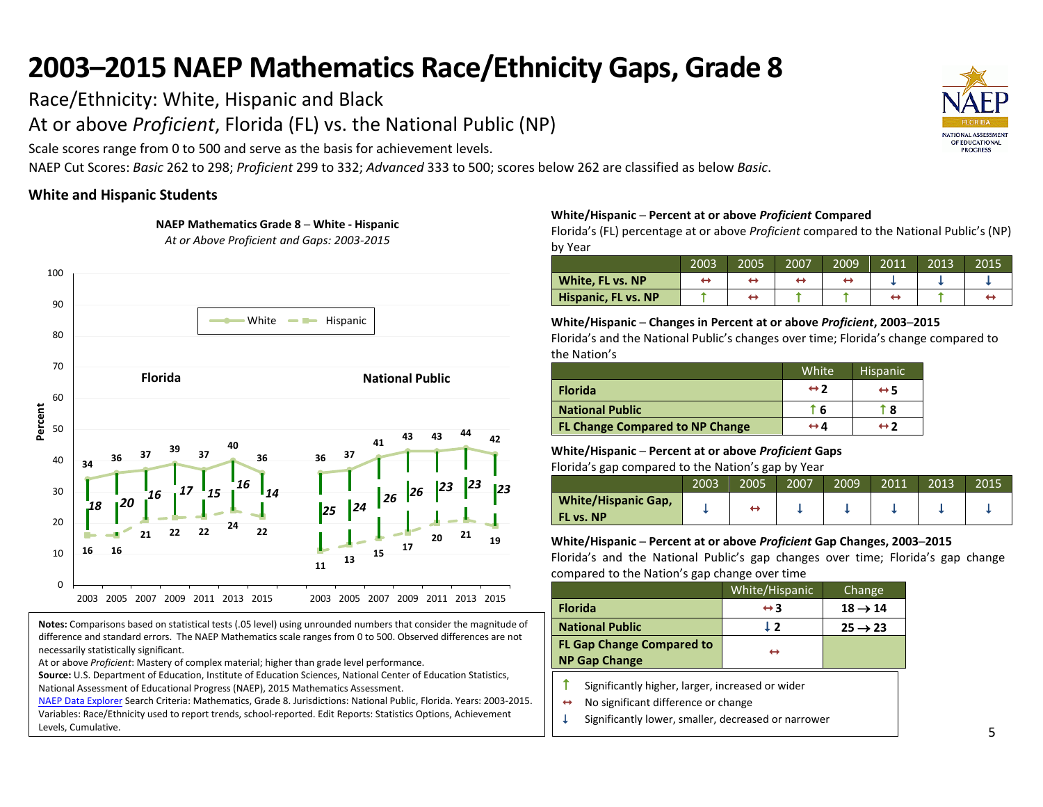# 2003–2015 NAEP Mathematics Race/Ethnicity Gaps, Grade 8

Race/Ethnicity: White, Hispanic and Black

At or above *Proficient*, Florida (FL) vs. the National Public (NP)

Scale scores range from 0 to 500 and serve as the basis for achievement levels.

NAEP Cut Scores: *Basic* 262 to 298; *Proficient* 299 to 332; *Advanced* 333 to 500; scores below 262 are classified as below *Basic*.

## White and Hispanic Students

**NAEP Mathematics Grade 8 – White - Hispanic**
*At or Above Proficient and Gaps: 2003-2015*

| | 2003 | 2005 | 2007 | 2009 | 2011 | 2013 | 2015 |
|---|---|---|---|---|---|---|---|
| Florida – White | 34 | 36 | 37 | 39 | 37 | 40 | 36 |
| Florida – Hispanic | 16 | 16 | 21 | 22 | 22 | 24 | 22 |
| Florida – Gap | *18* | *20* | *16* | *17* | *15* | *16* | *14* |
| National Public – White | 36 | 37 | 41 | 43 | 43 | 44 | 42 |
| National Public – Hispanic | 11 | 13 | 15 | 17 | 20 | 21 | 19 |
| National Public – Gap | *25* | *24* | *26* | *26* | *23* | *23* | *23* |

**Notes:** Comparisons based on statistical tests (.05 level) using unrounded numbers that consider the magnitude of difference and standard errors. The NAEP Mathematics scale ranges from 0 to 500. Observed differences are not necessarily statistically significant.

At or above *Proficient*: Mastery of complex material; higher than grade level performance.

**Source:** U.S. Department of Education, Institute of Education Sciences, National Center of Education Statistics, National Assessment of Educational Progress (NAEP), 2015 Mathematics Assessment.

NAEP Data Explorer Search Criteria: Mathematics, Grade 8. Jurisdictions: National Public, Florida. Years: 2003-2015. Variables: Race/Ethnicity used to report trends, school-reported. Edit Reports: Statistics Options, Achievement Levels, Cumulative.

### White/Hispanic – Percent at or above *Proficient* Compared

Florida's (FL) percentage at or above *Proficient* compared to the National Public's (NP) by Year

| | 2003 | 2005 | 2007 | 2009 | 2011 | 2013 | 2015 |
|---|---|---|---|---|---|---|---|
| **White, FL vs. NP** | ↔ | ↔ | ↔ | ↔ | ↓ | ↓ | ↓ |
| **Hispanic, FL vs. NP** | ↑ | ↔ | ↑ | ↑ | ↔ | ↑ | ↔ |

### White/Hispanic – Changes in Percent at or above *Proficient*, 2003–2015

Florida's and the National Public's changes over time; Florida's change compared to the Nation's

| | White | Hispanic |
|---|---|---|
| **Florida** | ↔2 | ↔5 |
| **National Public** | ↑6 | ↑8 |
| **FL Change Compared to NP Change** | ↔4 | ↔2 |

### White/Hispanic – Percent at or above *Proficient* Gaps

Florida's gap compared to the Nation's gap by Year

| | 2003 | 2005 | 2007 | 2009 | 2011 | 2013 | 2015 |
|---|---|---|---|---|---|---|---|
| **White/Hispanic Gap, FL vs. NP** | ↓ | ↔ | ↓ | ↓ | ↓ | ↓ | ↓ |

### White/Hispanic – Percent at or above *Proficient* Gap Changes, 2003–2015

Florida's and the National Public's gap changes over time; Florida's gap change compared to the Nation's gap change over time

| | White/Hispanic | Change |
|---|---|---|
| **Florida** | ↔3 | **18 → 14** |
| **National Public** | ↓2 | **25 → 23** |
| **FL Gap Change Compared to NP Gap Change** | ↔ | |

↑ Significantly higher, larger, increased or wider

↔ No significant difference or change

↓ Significantly lower, smaller, decreased or narrower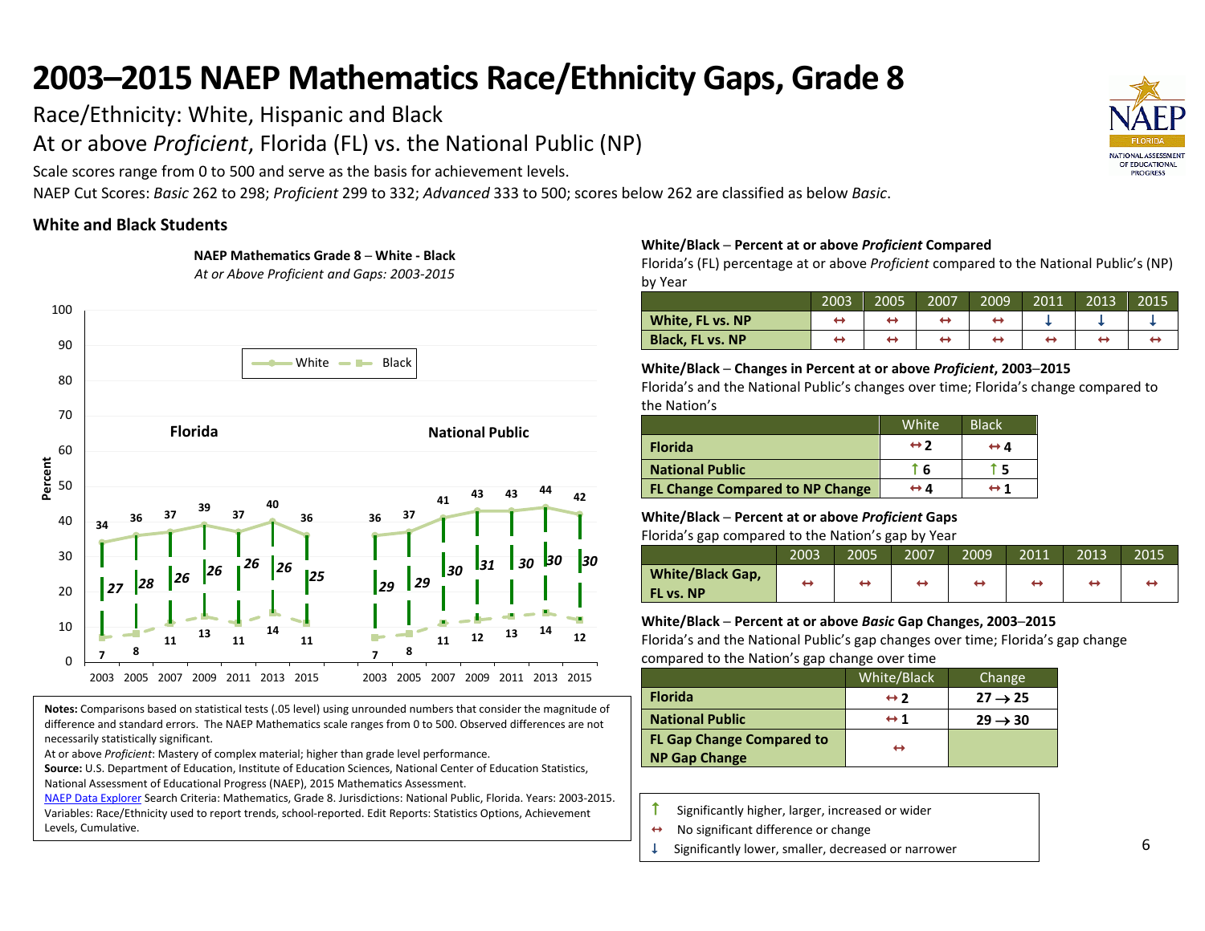# 2003–2015 NAEP Mathematics Race/Ethnicity Gaps, Grade 8

Race/Ethnicity: White, Hispanic and Black

At or above *Proficient*, Florida (FL) vs. the National Public (NP)

Scale scores range from 0 to 500 and serve as the basis for achievement levels.

NAEP Cut Scores: *Basic* 262 to 298; *Proficient* 299 to 332; *Advanced* 333 to 500; scores below 262 are classified as below *Basic*.

## White and Black Students

**NAEP Mathematics Grade 8 – White - Black**

*At or Above Proficient and Gaps: 2003-2015*

White
Black

Florida
National Public

Percent

100
90
80
70
60
50
40
30
20
10
0

Florida: 2003 2005 2007 2009 2011 2013 2015
White: 34 36 37 39 37 40 36
Gap: 27 28 26 26 26 26 25
Black: 7 8 11 13 11 14 11

National Public: 2003 2005 2007 2009 2011 2013 2015
White: 36 37 41 43 43 44 42
Gap: 29 29 30 31 30 30 30
Black: 7 8 11 12 13 14 12

**Notes:** Comparisons based on statistical tests (.05 level) using unrounded numbers that consider the magnitude of difference and standard errors. The NAEP Mathematics scale ranges from 0 to 500. Observed differences are not necessarily statistically significant.

At or above *Proficient*: Mastery of complex material; higher than grade level performance.

**Source:** U.S. Department of Education, Institute of Education Sciences, National Center of Education Statistics, National Assessment of Educational Progress (NAEP), 2015 Mathematics Assessment.

NAEP Data Explorer Search Criteria: Mathematics, Grade 8. Jurisdictions: National Public, Florida. Years: 2003-2015. Variables: Race/Ethnicity used to report trends, school-reported. Edit Reports: Statistics Options, Achievement Levels, Cumulative.

### White/Black – Percent at or above *Proficient* Compared

Florida's (FL) percentage at or above *Proficient* compared to the National Public's (NP) by Year

| | 2003 | 2005 | 2007 | 2009 | 2011 | 2013 | 2015 |
|---|---|---|---|---|---|---|---|
| **White, FL vs. NP** | ↔ | ↔ | ↔ | ↔ | ↓ | ↓ | ↓ |
| **Black, FL vs. NP** | ↔ | ↔ | ↔ | ↔ | ↔ | ↔ | ↔ |

### White/Black – Changes in Percent at or above *Proficient*, 2003–2015

Florida's and the National Public's changes over time; Florida's change compared to the Nation's

| | White | Black |
|---|---|---|
| **Florida** | ↔ 2 | ↔ 4 |
| **National Public** | ↑ 6 | ↑ 5 |
| **FL Change Compared to NP Change** | ↔ 4 | ↔ 1 |

### White/Black – Percent at or above *Proficient* Gaps

Florida's gap compared to the Nation's gap by Year

| | 2003 | 2005 | 2007 | 2009 | 2011 | 2013 | 2015 |
|---|---|---|---|---|---|---|---|
| **White/Black Gap, FL vs. NP** | ↔ | ↔ | ↔ | ↔ | ↔ | ↔ | ↔ |

### White/Black – Percent at or above *Basic* Gap Changes, 2003–2015

Florida's and the National Public's gap changes over time; Florida's gap change compared to the Nation's gap change over time

| | White/Black | Change |
|---|---|---|
| **Florida** | ↔ 2 | 27 → 25 |
| **National Public** | ↔ 1 | 29 → 30 |
| **FL Gap Change Compared to NP Gap Change** | ↔ | |

↑ Significantly higher, larger, increased or wider
↔ No significant difference or change
↓ Significantly lower, smaller, decreased or narrower